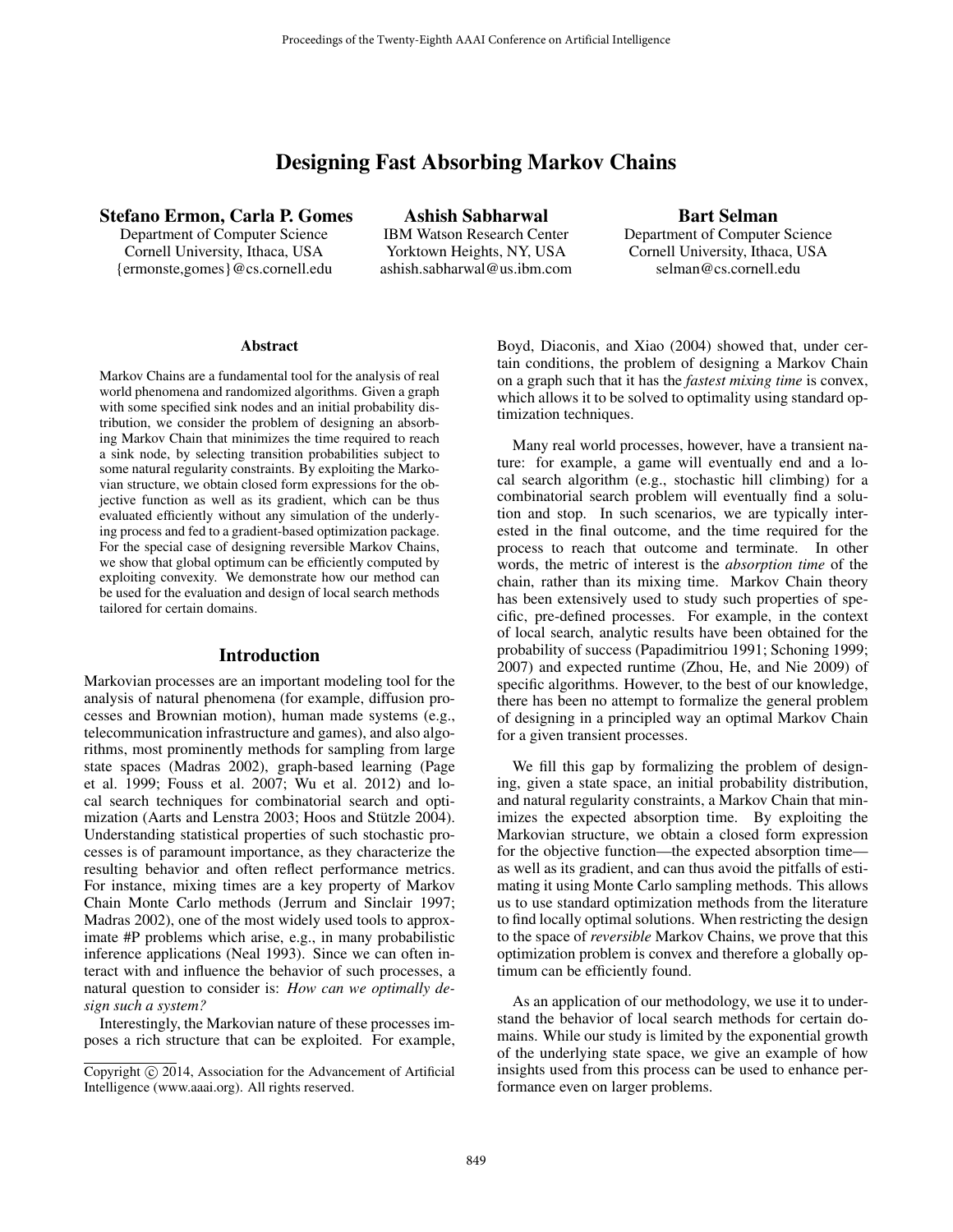# Designing Fast Absorbing Markov Chains

**Stefano Ermon, Carla P. Gomes**
Department of Computer Science
Cornell University, Ithaca, USA
{ermonste,gomes}@cs.cornell.edu

**Ashish Sabharwal**
IBM Watson Research Center
Yorktown Heights, NY, USA
ashish.sabharwal@us.ibm.com

**Bart Selman**
Department of Computer Science
Cornell University, Ithaca, USA
selman@cs.cornell.edu

### Abstract

Markov Chains are a fundamental tool for the analysis of real world phenomena and randomized algorithms. Given a graph with some specified sink nodes and an initial probability distribution, we consider the problem of designing an absorbing Markov Chain that minimizes the time required to reach a sink node, by selecting transition probabilities subject to some natural regularity constraints. By exploiting the Markovian structure, we obtain closed form expressions for the objective function as well as its gradient, which can be thus evaluated efficiently without any simulation of the underlying process and fed to a gradient-based optimization package. For the special case of designing reversible Markov Chains, we show that global optimum can be efficiently computed by exploiting convexity. We demonstrate how our method can be used for the evaluation and design of local search methods tailored for certain domains.

## Introduction

Markovian processes are an important modeling tool for the analysis of natural phenomena (for example, diffusion processes and Brownian motion), human made systems (e.g., telecommunication infrastructure and games), and also algorithms, most prominently methods for sampling from large state spaces (Madras 2002), graph-based learning (Page et al. 1999; Fouss et al. 2007; Wu et al. 2012) and local search techniques for combinatorial search and optimization (Aarts and Lenstra 2003; Hoos and Stützle 2004). Understanding statistical properties of such stochastic processes is of paramount importance, as they characterize the resulting behavior and often reflect performance metrics. For instance, mixing times are a key property of Markov Chain Monte Carlo methods (Jerrum and Sinclair 1997; Madras 2002), one of the most widely used tools to approximate #P problems which arise, e.g., in many probabilistic inference applications (Neal 1993). Since we can often interact with and influence the behavior of such processes, a natural question to consider is: *How can we optimally design such a system?*

Interestingly, the Markovian nature of these processes imposes a rich structure that can be exploited. For example, Boyd, Diaconis, and Xiao (2004) showed that, under certain conditions, the problem of designing a Markov Chain on a graph such that it has the *fastest mixing time* is convex, which allows it to be solved to optimality using standard optimization techniques.

Many real world processes, however, have a transient nature: for example, a game will eventually end and a local search algorithm (e.g., stochastic hill climbing) for a combinatorial search problem will eventually find a solution and stop. In such scenarios, we are typically interested in the final outcome, and the time required for the process to reach that outcome and terminate. In other words, the metric of interest is the *absorption time* of the chain, rather than its mixing time. Markov Chain theory has been extensively used to study such properties of specific, pre-defined processes. For example, in the context of local search, analytic results have been obtained for the probability of success (Papadimitriou 1991; Schoning 1999; 2007) and expected runtime (Zhou, He, and Nie 2009) of specific algorithms. However, to the best of our knowledge, there has been no attempt to formalize the general problem of designing in a principled way an optimal Markov Chain for a given transient processes.

We fill this gap by formalizing the problem of designing, given a state space, an initial probability distribution, and natural regularity constraints, a Markov Chain that minimizes the expected absorption time. By exploiting the Markovian structure, we obtain a closed form expression for the objective function—the expected absorption time—as well as its gradient, and can thus avoid the pitfalls of estimating it using Monte Carlo sampling methods. This allows us to use standard optimization methods from the literature to find locally optimal solutions. When restricting the design to the space of *reversible* Markov Chains, we prove that this optimization problem is convex and therefore a globally optimum can be efficiently found.

As an application of our methodology, we use it to understand the behavior of local search methods for certain domains. While our study is limited by the exponential growth of the underlying state space, we give an example of how insights used from this process can be used to enhance performance even on larger problems.

Copyright © 2014, Association for the Advancement of Artificial Intelligence (www.aaai.org). All rights reserved.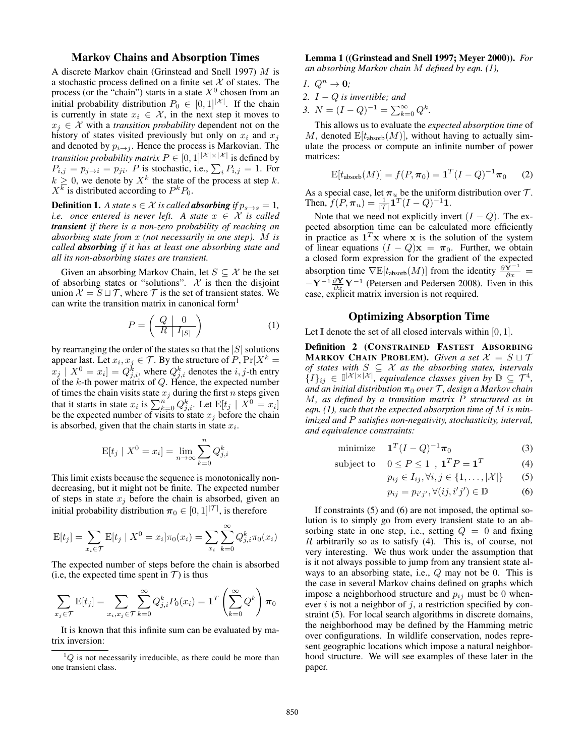## Markov Chains and Absorption Times

A discrete Markov chain (Grinstead and Snell 1997) $M$ is a stochastic process defined on a finite set $\mathcal{X}$ of states. The process (or the "chain") starts in a state $X^0$ chosen from an initial probability distribution $P_0 \in [0,1]^{|\mathcal{X}|}$. If the chain is currently in state $x_i \in \mathcal{X}$, in the next step it moves to $x_j \in \mathcal{X}$ with a *transition probability* dependent not on the history of states visited previously but only on $x_i$ and $x_j$ and denoted by $p_{i \to j}$. Hence the process is Markovian. The *transition probability matrix* $P \in [0,1]^{|\mathcal{X}| \times |\mathcal{X}|}$ is defined by $P_{i,j} = p_{j \to i} = p_{ji}$. $P$ is stochastic, i.e., $\sum_i P_{i,j} = 1$. For $k \geq 0$, we denote by $X^k$ the state of the process at step $k$. $X^k$ is distributed according to $P^k P_0$.

**Definition 1.** *A state $s \in \mathcal{X}$ is called* ***absorbing*** *if $p_{s \to s} = 1$, i.e. once entered is never left. A state $x \in \mathcal{X}$ is called* ***transient*** *if there is a non-zero probability of reaching an absorbing state from $x$ (not necessarily in one step). $M$ is called* ***absorbing*** *if it has at least one absorbing state and all its non-absorbing states are transient.*

Given an absorbing Markov Chain, let $S \subseteq \mathcal{X}$ be the set of absorbing states or "solutions". $\mathcal{X}$ is then the disjoint union $\mathcal{X} = S \sqcup \mathcal{T}$, where $\mathcal{T}$ is the set of transient states. We can write the transition matrix in canonical form[1]

$$P = \left( \begin{array}{c|c} Q & 0 \\ \hline R & I_{|S|} \end{array} \right) \tag{1}$$

by rearranging the order of the states so that the $|S|$ solutions appear last. Let $x_i, x_j \in \mathcal{T}$. By the structure of $P$, $\Pr[X^k = x_j \mid X^0 = x_i] = Q^k_{j,i}$, where $Q^k_{j,i}$ denotes the $i,j$-th entry of the $k$-th power matrix of $Q$. Hence, the expected number of times the chain visits state $x_j$ during the first $n$ steps given that it starts in state $x_i$ is $\sum_{k=0}^{n} Q^k_{j,i}$. Let $\mathrm{E}[t_j \mid X^0 = x_i]$ be the expected number of visits to state $x_j$ before the chain is absorbed, given that the chain starts in state $x_i$.

$$\mathrm{E}[t_j \mid X^0 = x_i] = \lim_{n \to \infty} \sum_{k=0}^{n} Q^k_{j,i}$$

This limit exists because the sequence is monotonically non-decreasing, but it might not be finite. The expected number of steps in state $x_j$ before the chain is absorbed, given an initial probability distribution $\boldsymbol{\pi}_0 \in [0,1]^{|\mathcal{T}|}$, is therefore

$$\mathrm{E}[t_j] = \sum_{x_i \in \mathcal{T}} \mathrm{E}[t_j \mid X^0 = x_i] \pi_0(x_i) = \sum_{x_i} \sum_{k=0}^{\infty} Q^k_{j,i} \pi_0(x_i)$$

The expected number of steps before the chain is absorbed (i.e, the expected time spent in $\mathcal{T}$) is thus

$$\sum_{x_j \in \mathcal{T}} \mathrm{E}[t_j] = \sum_{x_i, x_j \in \mathcal{T}} \sum_{k=0}^{\infty} Q^k_{j,i} P_0(x_i) = \mathbf{1}^T \left( \sum_{k=0}^{\infty} Q^k \right) \boldsymbol{\pi}_0$$

It is known that this infinite sum can be evaluated by matrix inversion:

[1] $Q$ is not necessarily irreducible, as there could be more than one transient class.

**Lemma 1 ((Grinstead and Snell 1997; Meyer 2000)).** *For an absorbing Markov chain $M$ defined by eqn. (1),*

1. *$Q^n \to \mathbf{0}$;*
2. *$I - Q$ is invertible; and*
3. *$N = (I - Q)^{-1} = \sum_{k=0}^{\infty} Q^k$.*

This allows us to evaluate the *expected absorption time* of $M$, denoted $\mathrm{E}[t_{\text{absorb}}(M)]$, without having to actually simulate the process or compute an infinite number of power matrices:

$$\mathrm{E}[t_{\text{absorb}}(M)] = f(P, \boldsymbol{\pi}_0) = \mathbf{1}^T (I - Q)^{-1} \boldsymbol{\pi}_0 \tag{2}$$

As a special case, let $\boldsymbol{\pi}_u$ be the uniform distribution over $\mathcal{T}$. Then, $f(P, \boldsymbol{\pi}_u) = \frac{1}{|\mathcal{T}|} \mathbf{1}^T (I - Q)^{-1} \mathbf{1}$.

Note that we need not explicitly invert $(I - Q)$. The expected absorption time can be calculated more efficiently in practice as $\mathbf{1}^T \mathbf{x}$ where $\mathbf{x}$ is the solution of the system of linear equations $(I - Q)\mathbf{x} = \boldsymbol{\pi}_0$. Further, we obtain a closed form expression for the gradient of the expected absorption time $\nabla \mathrm{E}[t_{\text{absorb}}(M)]$ from the identity $\frac{\partial \mathbf{Y}^{-1}}{\partial x} = -\mathbf{Y}^{-1} \frac{\partial \mathbf{Y}}{\partial x} \mathbf{Y}^{-1}$ (Petersen and Pedersen 2008). Even in this case, explicit matrix inversion is not required.

## Optimizing Absorption Time

Let $\mathbb{I}$ denote the set of all closed intervals within $[0,1]$.

**Definition 2 (CONSTRAINED FASTEST ABSORBING MARKOV CHAIN PROBLEM).** *Given a set $\mathcal{X} = S \sqcup \mathcal{T}$ of states with $S \subseteq \mathcal{X}$ as the absorbing states, intervals $\{I\}_{ij} \in \mathbb{I}^{|\mathcal{X}| \times |\mathcal{X}|}$, equivalence classes given by $\mathbb{D} \subseteq \mathcal{T}^4$, and an initial distribution $\boldsymbol{\pi}_0$ over $\mathcal{T}$, design a Markov chain $M$, as defined by a transition matrix $P$ structured as in eqn. (1), such that the expected absorption time of $M$ is minimized and $P$ satisfies non-negativity, stochasticity, interval, and equivalence constraints:*

$$\begin{aligned}
\text{minimize} \quad & \mathbf{1}^T (I - Q)^{-1} \boldsymbol{\pi}_0 && (3) \\
\text{subject to} \quad & 0 \leq P \leq 1 \;,\; \mathbf{1}^T P = \mathbf{1}^T && (4) \\
& p_{ij} \in I_{ij}, \forall i,j \in \{1, \ldots, |\mathcal{X}|\} && (5) \\
& p_{ij} = p_{i'j'}, \forall (ij, i'j') \in \mathbb{D} && (6)
\end{aligned}$$

If constraints (5) and (6) are not imposed, the optimal solution is to simply go from every transient state to an absorbing state in one step, i.e., setting $Q = 0$ and fixing $R$ arbitrarily so as to satisfy (4). This is, of course, not very interesting. We thus work under the assumption that is it not always possible to jump from any transient state always to an absorbing state, i.e., $Q$ may not be 0. This is the case in several Markov chains defined on graphs which impose a neighborhood structure and $p_{ij}$ must be 0 whenever $i$ is not a neighbor of $j$, a restriction specified by constraint (5). For local search algorithms in discrete domains, the neighborhood may be defined by the Hamming metric over configurations. In wildlife conservation, nodes represent geographic locations which impose a natural neighborhood structure. We will see examples of these later in the paper.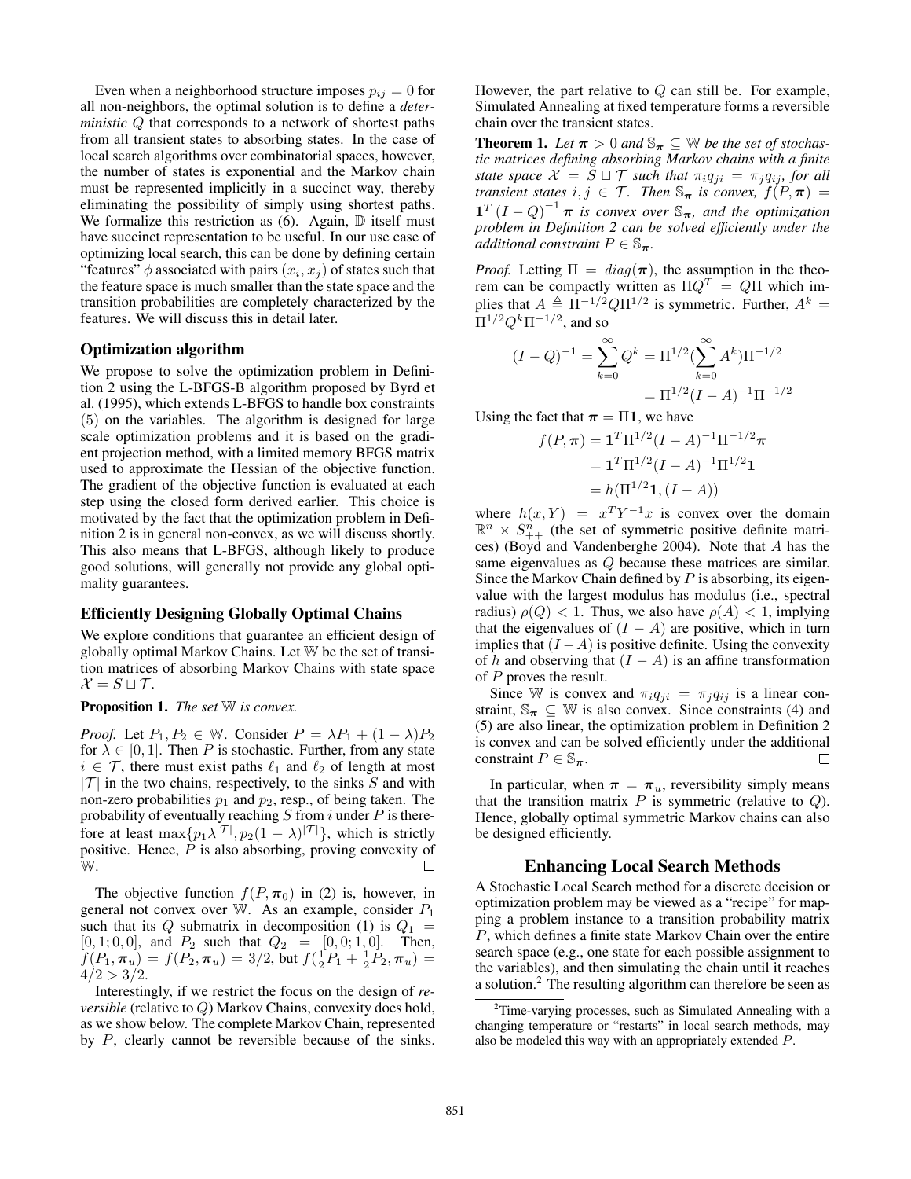Even when a neighborhood structure imposes $p_{ij} = 0$ for all non-neighbors, the optimal solution is to define a *deterministic* $Q$ that corresponds to a network of shortest paths from all transient states to absorbing states. In the case of local search algorithms over combinatorial spaces, however, the number of states is exponential and the Markov chain must be represented implicitly in a succinct way, thereby eliminating the possibility of simply using shortest paths. We formalize this restriction as (6). Again, $\mathbb{D}$ itself must have succinct representation to be useful. In our use case of optimizing local search, this can be done by defining certain "features" $\phi$ associated with pairs $(x_i, x_j)$ of states such that the feature space is much smaller than the state space and the transition probabilities are completely characterized by the features. We will discuss this in detail later.

### Optimization algorithm

We propose to solve the optimization problem in Definition 2 using the L-BFGS-B algorithm proposed by Byrd et al. (1995), which extends L-BFGS to handle box constraints (5) on the variables. The algorithm is designed for large scale optimization problems and it is based on the gradient projection method, with a limited memory BFGS matrix used to approximate the Hessian of the objective function. The gradient of the objective function is evaluated at each step using the closed form derived earlier. This choice is motivated by the fact that the optimization problem in Definition 2 is in general non-convex, as we will discuss shortly. This also means that L-BFGS, although likely to produce good solutions, will generally not provide any global optimality guarantees.

### Efficiently Designing Globally Optimal Chains

We explore conditions that guarantee an efficient design of globally optimal Markov Chains. Let $\mathbb{W}$ be the set of transition matrices of absorbing Markov Chains with state space $\mathcal{X} = S \sqcup \mathcal{T}$.

**Proposition 1.** *The set $\mathbb{W}$ is convex.*

*Proof.* Let $P_1, P_2 \in \mathbb{W}$. Consider $P = \lambda P_1 + (1-\lambda)P_2$ for $\lambda \in [0, 1]$. Then $P$ is stochastic. Further, from any state $i \in \mathcal{T}$, there must exist paths $\ell_1$ and $\ell_2$ of length at most $|\mathcal{T}|$ in the two chains, respectively, to the sinks $S$ and with non-zero probabilities $p_1$ and $p_2$, resp., of being taken. The probability of eventually reaching $S$ from $i$ under $P$ is therefore at least $\max\{p_1 \lambda^{|\mathcal{T}|}, p_2(1-\lambda)^{|\mathcal{T}|}\}$, which is strictly positive. Hence, $P$ is also absorbing, proving convexity of $\mathbb{W}$. □

The objective function $f(P, \boldsymbol{\pi}_0)$ in (2) is, however, in general not convex over $\mathbb{W}$. As an example, consider $P_1$ such that its $Q$ submatrix in decomposition (1) is $Q_1 = [0, 1; 0, 0]$, and $P_2$ such that $Q_2 = [0, 0; 1, 0]$. Then, $f(P_1, \boldsymbol{\pi}_u) = f(P_2, \boldsymbol{\pi}_u) = 3/2$, but $f(\frac{1}{2}P_1 + \frac{1}{2}P_2, \boldsymbol{\pi}_u) = 4/2 > 3/2$.

Interestingly, if we restrict the focus on the design of *reversible* (relative to $Q$) Markov Chains, convexity does hold, as we show below. The complete Markov Chain, represented by $P$, clearly cannot be reversible because of the sinks. However, the part relative to $Q$ can still be. For example, Simulated Annealing at fixed temperature forms a reversible chain over the transient states.

**Theorem 1.** *Let $\boldsymbol{\pi} > 0$ and $\mathbb{S}_{\boldsymbol{\pi}} \subseteq \mathbb{W}$ be the set of stochastic matrices defining absorbing Markov chains with a finite state space $\mathcal{X} = S \sqcup \mathcal{T}$ such that $\pi_i q_{ji} = \pi_j q_{ij}$, for all transient states $i, j \in \mathcal{T}$. Then $\mathbb{S}_{\boldsymbol{\pi}}$ is convex, $f(P, \boldsymbol{\pi}) = \mathbf{1}^T (I - Q)^{-1} \boldsymbol{\pi}$ is convex over $\mathbb{S}_{\boldsymbol{\pi}}$, and the optimization problem in Definition 2 can be solved efficiently under the additional constraint $P \in \mathbb{S}_{\boldsymbol{\pi}}$.*

*Proof.* Letting $\Pi = diag(\boldsymbol{\pi})$, the assumption in the theorem can be compactly written as $\Pi Q^T = Q \Pi$ which implies that $A \triangleq \Pi^{-1/2} Q \Pi^{1/2}$ is symmetric. Further, $A^k = \Pi^{1/2} Q^k \Pi^{-1/2}$, and so

$$
\begin{aligned}
(I - Q)^{-1} = \sum_{k=0}^{\infty} Q^k &= \Pi^{1/2} \left(\sum_{k=0}^{\infty} A^k\right) \Pi^{-1/2} \\
&= \Pi^{1/2} (I - A)^{-1} \Pi^{-1/2}
\end{aligned}
$$

Using the fact that $\boldsymbol{\pi} = \Pi \mathbf{1}$, we have

$$
\begin{aligned}
f(P, \boldsymbol{\pi}) &= \mathbf{1}^T \Pi^{1/2} (I - A)^{-1} \Pi^{-1/2} \boldsymbol{\pi} \\
&= \mathbf{1}^T \Pi^{1/2} (I - A)^{-1} \Pi^{1/2} \mathbf{1} \\
&= h(\Pi^{1/2} \mathbf{1}, (I - A))
\end{aligned}
$$

where $h(x, Y) = x^T Y^{-1} x$ is convex over the domain $\mathbb{R}^n \times S^n_{++}$ (the set of symmetric positive definite matrices) (Boyd and Vandenberghe 2004). Note that $A$ has the same eigenvalues as $Q$ because these matrices are similar. Since the Markov Chain defined by $P$ is absorbing, its eigenvalue with the largest modulus has modulus (i.e., spectral radius) $\rho(Q) < 1$. Thus, we also have $\rho(A) < 1$, implying that the eigenvalues of $(I - A)$ are positive, which in turn implies that $(I - A)$ is positive definite. Using the convexity of $h$ and observing that $(I - A)$ is an affine transformation of $P$ proves the result.

Since $\mathbb{W}$ is convex and $\pi_i q_{ji} = \pi_j q_{ij}$ is a linear constraint, $\mathbb{S}_{\boldsymbol{\pi}} \subseteq \mathbb{W}$ is also convex. Since constraints (4) and (5) are also linear, the optimization problem in Definition 2 is convex and can be solved efficiently under the additional constraint $P \in \mathbb{S}_{\boldsymbol{\pi}}$. □

In particular, when $\boldsymbol{\pi} = \boldsymbol{\pi}_u$, reversibility simply means that the transition matrix $P$ is symmetric (relative to $Q$). Hence, globally optimal symmetric Markov chains can also be designed efficiently.

## Enhancing Local Search Methods

A Stochastic Local Search method for a discrete decision or optimization problem may be viewed as a "recipe" for mapping a problem instance to a transition probability matrix $P$, which defines a finite state Markov Chain over the entire search space (e.g., one state for each possible assignment to the variables), and then simulating the chain until it reaches a solution.[2] The resulting algorithm can therefore be seen as

[2] Time-varying processes, such as Simulated Annealing with a changing temperature or "restarts" in local search methods, may also be modeled this way with an appropriately extended $P$.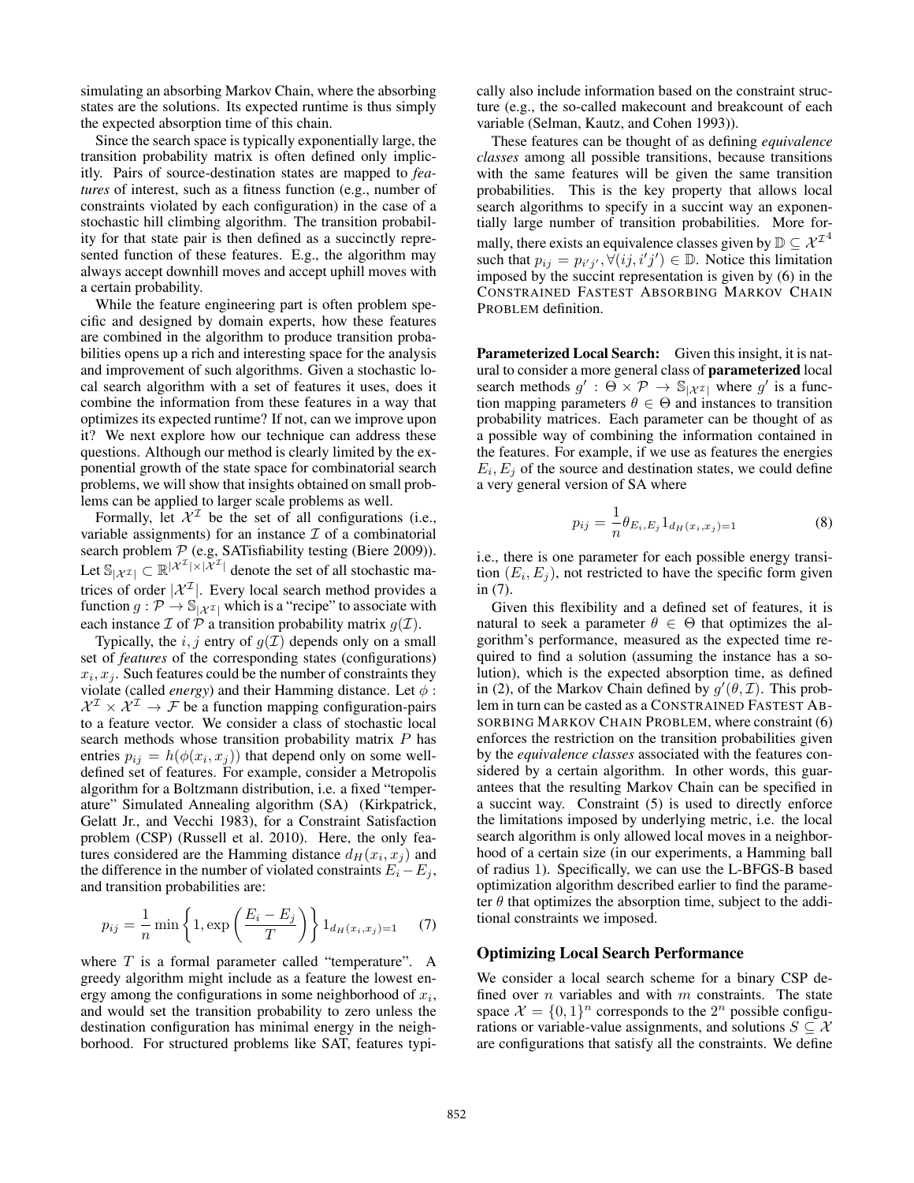simulating an absorbing Markov Chain, where the absorbing states are the solutions. Its expected runtime is thus simply the expected absorption time of this chain.

Since the search space is typically exponentially large, the transition probability matrix is often defined only implicitly. Pairs of source-destination states are mapped to *features* of interest, such as a fitness function (e.g., number of constraints violated by each configuration) in the case of a stochastic hill climbing algorithm. The transition probability for that state pair is then defined as a succinctly represented function of these features. E.g., the algorithm may always accept downhill moves and accept uphill moves with a certain probability.

While the feature engineering part is often problem specific and designed by domain experts, how these features are combined in the algorithm to produce transition probabilities opens up a rich and interesting space for the analysis and improvement of such algorithms. Given a stochastic local search algorithm with a set of features it uses, does it combine the information from these features in a way that optimizes its expected runtime? If not, can we improve upon it? We next explore how our technique can address these questions. Although our method is clearly limited by the exponential growth of the state space for combinatorial search problems, we will show that insights obtained on small problems can be applied to larger scale problems as well.

Formally, let $\mathcal{X}^\mathcal{I}$ be the set of all configurations (i.e., variable assignments) for an instance $\mathcal{I}$ of a combinatorial search problem $\mathcal{P}$ (e.g, SATisfiability testing (Biere 2009)). Let $\mathbb{S}_{|\mathcal{X}^\mathcal{I}|} \subset \mathbb{R}^{|\mathcal{X}^\mathcal{I}| \times |\mathcal{X}^\mathcal{I}|}$ denote the set of all stochastic matrices of order $|\mathcal{X}^\mathcal{I}|$. Every local search method provides a function $g : \mathcal{P} \to \mathbb{S}_{|\mathcal{X}^\mathcal{I}|}$ which is a "recipe" to associate with each instance $\mathcal{I}$ of $\mathcal{P}$ a transition probability matrix $g(\mathcal{I})$.

Typically, the $i, j$ entry of $g(\mathcal{I})$ depends only on a small set of *features* of the corresponding states (configurations) $x_i, x_j$. Such features could be the number of constraints they violate (called *energy*) and their Hamming distance. Let $\phi : \mathcal{X}^\mathcal{I} \times \mathcal{X}^\mathcal{I} \to \mathcal{F}$ be a function mapping configuration-pairs to a feature vector. We consider a class of stochastic local search methods whose transition probability matrix $P$ has entries $p_{ij} = h(\phi(x_i, x_j))$ that depend only on some well-defined set of features. For example, consider a Metropolis algorithm for a Boltzmann distribution, i.e. a fixed "temperature" Simulated Annealing algorithm (SA) (Kirkpatrick, Gelatt Jr., and Vecchi 1983), for a Constraint Satisfaction problem (CSP) (Russell et al. 2010). Here, the only features considered are the Hamming distance $d_H(x_i, x_j)$ and the difference in the number of violated constraints $E_i - E_j$, and transition probabilities are:

$$p_{ij} = \frac{1}{n} \min \left\{ 1, \exp\left( \frac{E_i - E_j}{T} \right) \right\} 1_{d_H(x_i, x_j)=1} \quad (7)$$

where $T$ is a formal parameter called "temperature". A greedy algorithm might include as a feature the lowest energy among the configurations in some neighborhood of $x_i$, and would set the transition probability to zero unless the destination configuration has minimal energy in the neighborhood. For structured problems like SAT, features typically also include information based on the constraint structure (e.g., the so-called makecount and breakcount of each variable (Selman, Kautz, and Cohen 1993)).

These features can be thought of as defining *equivalence classes* among all possible transitions, because transitions with the same features will be given the same transition probabilities. This is the key property that allows local search algorithms to specify in a succint way an exponentially large number of transition probabilities. More formally, there exists an equivalence classes given by $\mathbb{D} \subseteq \mathcal{X}^{\mathcal{I}^4}$ such that $p_{ij} = p_{i'j'}, \forall (ij, i'j') \in \mathbb{D}$. Notice this limitation imposed by the succint representation is given by (6) in the CONSTRAINED FASTEST ABSORBING MARKOV CHAIN PROBLEM definition.

**Parameterized Local Search:** Given this insight, it is natural to consider a more general class of **parameterized** local search methods $g' : \Theta \times \mathcal{P} \to \mathbb{S}_{|\mathcal{X}^\mathcal{I}|}$ where $g'$ is a function mapping parameters $\theta \in \Theta$ and instances to transition probability matrices. Each parameter can be thought of as a possible way of combining the information contained in the features. For example, if we use as features the energies $E_i, E_j$ of the source and destination states, we could define a very general version of SA where

$$p_{ij} = \frac{1}{n} \theta_{E_i, E_j} 1_{d_H(x_i, x_j)=1} \quad (8)$$

i.e., there is one parameter for each possible energy transition $(E_i, E_j)$, not restricted to have the specific form given in (7).

Given this flexibility and a defined set of features, it is natural to seek a parameter $\theta \in \Theta$ that optimizes the algorithm's performance, measured as the expected time required to find a solution (assuming the instance has a solution), which is the expected absorption time, as defined in (2), of the Markov Chain defined by $g'(\theta, \mathcal{I})$. This problem in turn can be casted as a CONSTRAINED FASTEST ABSORBING MARKOV CHAIN PROBLEM, where constraint (6) enforces the restriction on the transition probabilities given by the *equivalence classes* associated with the features considered by a certain algorithm. In other words, this guarantees that the resulting Markov Chain can be specified in a succint way. Constraint (5) is used to directly enforce the limitations imposed by underlying metric, i.e. the local search algorithm is only allowed local moves in a neighborhood of a certain size (in our experiments, a Hamming ball of radius 1). Specifically, we can use the L-BFGS-B based optimization algorithm described earlier to find the parameter $\theta$ that optimizes the absorption time, subject to the additional constraints we imposed.

## Optimizing Local Search Performance

We consider a local search scheme for a binary CSP defined over $n$ variables and with $m$ constraints. The state space $\mathcal{X} = \{0, 1\}^n$ corresponds to the $2^n$ possible configurations or variable-value assignments, and solutions $S \subseteq \mathcal{X}$ are configurations that satisfy all the constraints. We define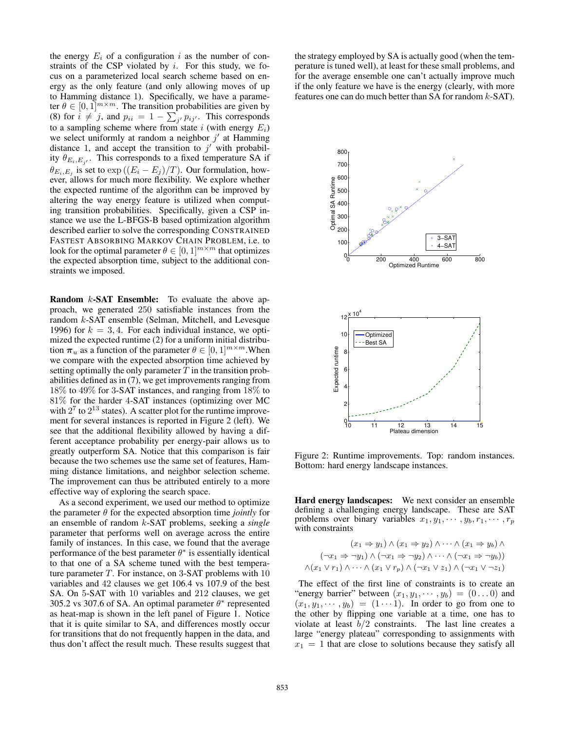the energy $E_i$ of a configuration $i$ as the number of constraints of the CSP violated by $i$. For this study, we focus on a parameterized local search scheme based on energy as the only feature (and only allowing moves of up to Hamming distance 1). Specifically, we have a parameter $\theta \in [0,1]^{m \times m}$. The transition probabilities are given by (8) for $i \neq j$, and $p_{ii} = 1 - \sum_{j'} p_{ij'}$. This corresponds to a sampling scheme where from state $i$ (with energy $E_i$) we select uniformly at random a neighbor $j'$ at Hamming distance 1, and accept the transition to $j'$ with probability $\theta_{E_i, E_{j'}}$. This corresponds to a fixed temperature SA if $\theta_{E_i, E_j}$ is set to $\exp\left((E_i - E_j)/T\right)$. Our formulation, however, allows for much more flexibility. We explore whether the expected runtime of the algorithm can be improved by altering the way energy feature is utilized when computing transition probabilities. Specifically, given a CSP instance we use the L-BFGS-B based optimization algorithm described earlier to solve the corresponding CONSTRAINED FASTEST ABSORBING MARKOV CHAIN PROBLEM, i.e. to look for the optimal parameter $\theta \in [0,1]^{m \times m}$ that optimizes the expected absorption time, subject to the additional constraints we imposed.

**Random $k$-SAT Ensemble:** To evaluate the above approach, we generated 250 satisfiable instances from the random $k$-SAT ensemble (Selman, Mitchell, and Levesque 1996) for $k = 3, 4$. For each individual instance, we optimized the expected runtime (2) for a uniform initial distribution $\boldsymbol{\pi}_u$ as a function of the parameter $\theta \in [0,1]^{m \times m}$.When we compare with the expected absorption time achieved by setting optimally the only parameter $T$ in the transition probabilities defined as in (7), we get improvements ranging from 18% to 49% for 3-SAT instances, and ranging from 18% to 81% for the harder 4-SAT instances (optimizing over MC with $2^7$ to $2^{13}$ states). A scatter plot for the runtime improvement for several instances is reported in Figure 2 (left). We see that the additional flexibility allowed by having a different acceptance probability per energy-pair allows us to greatly outperform SA. Notice that this comparison is fair because the two schemes use the same set of features, Hamming distance limitations, and neighbor selection scheme. The improvement can thus be attributed entirely to a more effective way of exploring the search space.

As a second experiment, we used our method to optimize the parameter $\theta$ for the expected absorption time *jointly* for an ensemble of random $k$-SAT problems, seeking a *single* parameter that performs well on average across the entire family of instances. In this case, we found that the average performance of the best parameter $\theta^*$ is essentially identical to that one of a SA scheme tuned with the best temperature parameter $T$. For instance, on 3-SAT problems with 10 variables and 42 clauses we get 106.4 vs 107.9 of the best SA. On 5-SAT with 10 variables and 212 clauses, we get 305.2 vs 307.6 of SA. An optimal parameter $\theta^*$ represented as heat-map is shown in the left panel of Figure 1. Notice that it is quite similar to SA, and differences mostly occur for transitions that do not frequently happen in the data, and thus don't affect the result much. These results suggest that the strategy employed by SA is actually good (when the temperature is tuned well), at least for these small problems, and for the average ensemble one can't actually improve much if the only feature we have is the energy (clearly, with more features one can do much better than SA for random $k$-SAT).

Figure 2: Runtime improvements. Top: random instances. Bottom: hard energy landscape instances.

**Hard energy landscapes:** We next consider an ensemble defining a challenging energy landscape. These are SAT problems over binary variables $x_1, y_1, \cdots, y_b, r_1, \cdots, r_p$ with constraints

$$
\begin{aligned}
&(x_1 \Rightarrow y_1) \wedge (x_1 \Rightarrow y_2) \wedge \cdots \wedge (x_1 \Rightarrow y_b) \wedge \\
&(\neg x_1 \Rightarrow \neg y_1) \wedge (\neg x_1 \Rightarrow \neg y_2) \wedge \cdots \wedge (\neg x_1 \Rightarrow \neg y_b)) \\
&\wedge (x_1 \vee r_1) \wedge \cdots \wedge (x_1 \vee r_p) \wedge (\neg x_1 \vee z_1) \wedge (\neg x_1 \vee \neg z_1)
\end{aligned}
$$

The effect of the first line of constraints is to create an "energy barrier" between $(x_1, y_1, \cdots, y_b) = (0 \ldots 0)$ and $(x_1, y_1, \cdots, y_b) = (1 \cdots 1)$. In order to go from one to the other by flipping one variable at a time, one has to violate at least $b/2$ constraints. The last line creates a large "energy plateau" corresponding to assignments with $x_1 = 1$ that are close to solutions because they satisfy all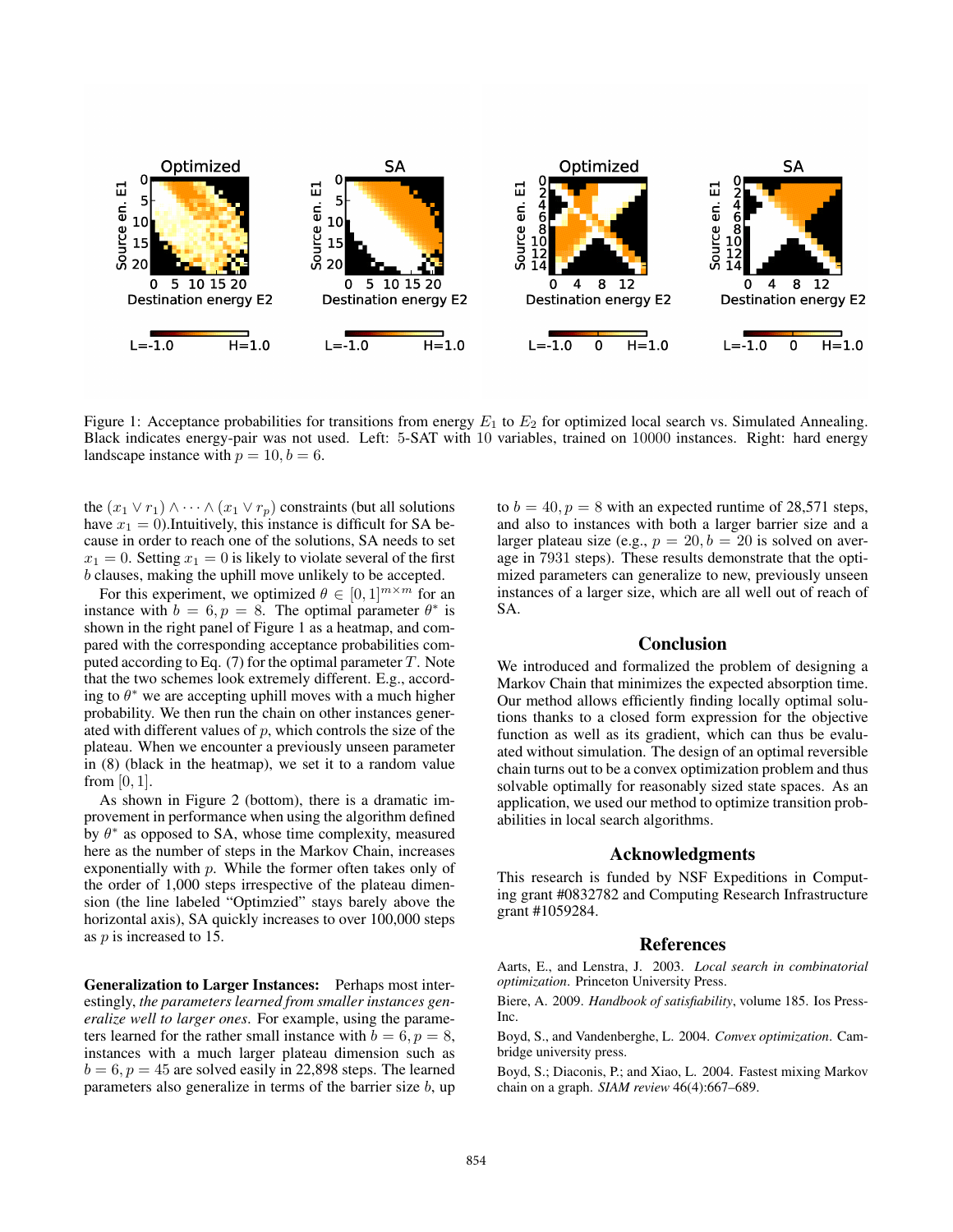Figure 1: Acceptance probabilities for transitions from energy $E_1$ to $E_2$ for optimized local search vs. Simulated Annealing. Black indicates energy-pair was not used. Left: 5-SAT with 10 variables, trained on 10000 instances. Right: hard energy landscape instance with $p = 10, b = 6$.

the $(x_1 \vee r_1) \wedge \cdots \wedge (x_1 \vee r_p)$ constraints (but all solutions have $x_1 = 0$).Intuitively, this instance is difficult for SA because in order to reach one of the solutions, SA needs to set $x_1 = 0$. Setting $x_1 = 0$ is likely to violate several of the first $b$ clauses, making the uphill move unlikely to be accepted.

For this experiment, we optimized $\theta \in [0, 1]^{m \times m}$ for an instance with $b = 6, p = 8$. The optimal parameter $\theta^*$ is shown in the right panel of Figure 1 as a heatmap, and compared with the corresponding acceptance probabilities computed according to Eq. (7) for the optimal parameter $T$. Note that the two schemes look extremely different. E.g., according to $\theta^*$ we are accepting uphill moves with a much higher probability. We then run the chain on other instances generated with different values of $p$, which controls the size of the plateau. When we encounter a previously unseen parameter in (8) (black in the heatmap), we set it to a random value from $[0, 1]$.

As shown in Figure 2 (bottom), there is a dramatic improvement in performance when using the algorithm defined by $\theta^*$ as opposed to SA, whose time complexity, measured here as the number of steps in the Markov Chain, increases exponentially with $p$. While the former often takes only of the order of 1,000 steps irrespective of the plateau dimension (the line labeled "Optimzied" stays barely above the horizontal axis), SA quickly increases to over 100,000 steps as $p$ is increased to 15.

**Generalization to Larger Instances:** Perhaps most interestingly, *the parameters learned from smaller instances generalize well to larger ones*. For example, using the parameters learned for the rather small instance with $b = 6, p = 8$, instances with a much larger plateau dimension such as $b = 6, p = 45$ are solved easily in 22,898 steps. The learned parameters also generalize in terms of the barrier size $b$, up to $b = 40, p = 8$ with an expected runtime of 28,571 steps, and also to instances with both a larger barrier size and a larger plateau size (e.g., $p = 20, b = 20$ is solved on average in 7931 steps). These results demonstrate that the optimized parameters can generalize to new, previously unseen instances of a larger size, which are all well out of reach of SA.

## Conclusion

We introduced and formalized the problem of designing a Markov Chain that minimizes the expected absorption time. Our method allows efficiently finding locally optimal solutions thanks to a closed form expression for the objective function as well as its gradient, which can thus be evaluated without simulation. The design of an optimal reversible chain turns out to be a convex optimization problem and thus solvable optimally for reasonably sized state spaces. As an application, we used our method to optimize transition probabilities in local search algorithms.

## Acknowledgments

This research is funded by NSF Expeditions in Computing grant #0832782 and Computing Research Infrastructure grant #1059284.

## References

Aarts, E., and Lenstra, J. 2003. *Local search in combinatorial optimization*. Princeton University Press.

Biere, A. 2009. *Handbook of satisfiability*, volume 185. Ios Press-Inc.

Boyd, S., and Vandenberghe, L. 2004. *Convex optimization*. Cambridge university press.

Boyd, S.; Diaconis, P.; and Xiao, L. 2004. Fastest mixing Markov chain on a graph. *SIAM review* 46(4):667–689.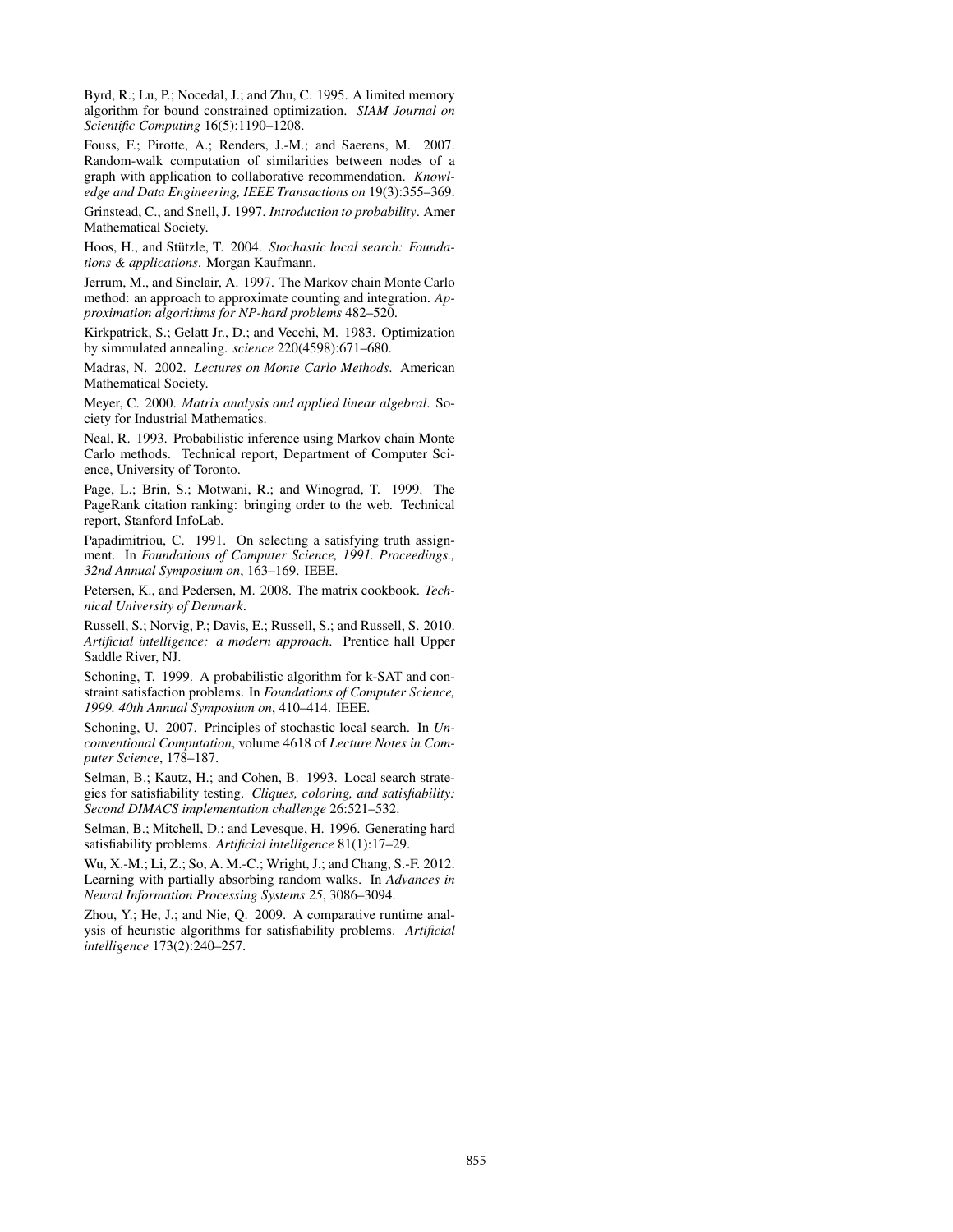Byrd, R.; Lu, P.; Nocedal, J.; and Zhu, C. 1995. A limited memory algorithm for bound constrained optimization. *SIAM Journal on Scientific Computing* 16(5):1190–1208.

Fouss, F.; Pirotte, A.; Renders, J.-M.; and Saerens, M. 2007. Random-walk computation of similarities between nodes of a graph with application to collaborative recommendation. *Knowledge and Data Engineering, IEEE Transactions on* 19(3):355–369.

Grinstead, C., and Snell, J. 1997. *Introduction to probability*. Amer Mathematical Society.

Hoos, H., and Stützle, T. 2004. *Stochastic local search: Foundations & applications*. Morgan Kaufmann.

Jerrum, M., and Sinclair, A. 1997. The Markov chain Monte Carlo method: an approach to approximate counting and integration. *Approximation algorithms for NP-hard problems* 482–520.

Kirkpatrick, S.; Gelatt Jr., D.; and Vecchi, M. 1983. Optimization by simmulated annealing. *science* 220(4598):671–680.

Madras, N. 2002. *Lectures on Monte Carlo Methods*. American Mathematical Society.

Meyer, C. 2000. *Matrix analysis and applied linear algebral*. Society for Industrial Mathematics.

Neal, R. 1993. Probabilistic inference using Markov chain Monte Carlo methods. Technical report, Department of Computer Science, University of Toronto.

Page, L.; Brin, S.; Motwani, R.; and Winograd, T. 1999. The PageRank citation ranking: bringing order to the web. Technical report, Stanford InfoLab.

Papadimitriou, C. 1991. On selecting a satisfying truth assignment. In *Foundations of Computer Science, 1991. Proceedings., 32nd Annual Symposium on*, 163–169. IEEE.

Petersen, K., and Pedersen, M. 2008. The matrix cookbook. *Technical University of Denmark*.

Russell, S.; Norvig, P.; Davis, E.; Russell, S.; and Russell, S. 2010. *Artificial intelligence: a modern approach*. Prentice hall Upper Saddle River, NJ.

Schoning, T. 1999. A probabilistic algorithm for k-SAT and constraint satisfaction problems. In *Foundations of Computer Science, 1999. 40th Annual Symposium on*, 410–414. IEEE.

Schoning, U. 2007. Principles of stochastic local search. In *Unconventional Computation*, volume 4618 of *Lecture Notes in Computer Science*, 178–187.

Selman, B.; Kautz, H.; and Cohen, B. 1993. Local search strategies for satisfiability testing. *Cliques, coloring, and satisfiability: Second DIMACS implementation challenge* 26:521–532.

Selman, B.; Mitchell, D.; and Levesque, H. 1996. Generating hard satisfiability problems. *Artificial intelligence* 81(1):17–29.

Wu, X.-M.; Li, Z.; So, A. M.-C.; Wright, J.; and Chang, S.-F. 2012. Learning with partially absorbing random walks. In *Advances in Neural Information Processing Systems 25*, 3086–3094.

Zhou, Y.; He, J.; and Nie, Q. 2009. A comparative runtime analysis of heuristic algorithms for satisfiability problems. *Artificial intelligence* 173(2):240–257.